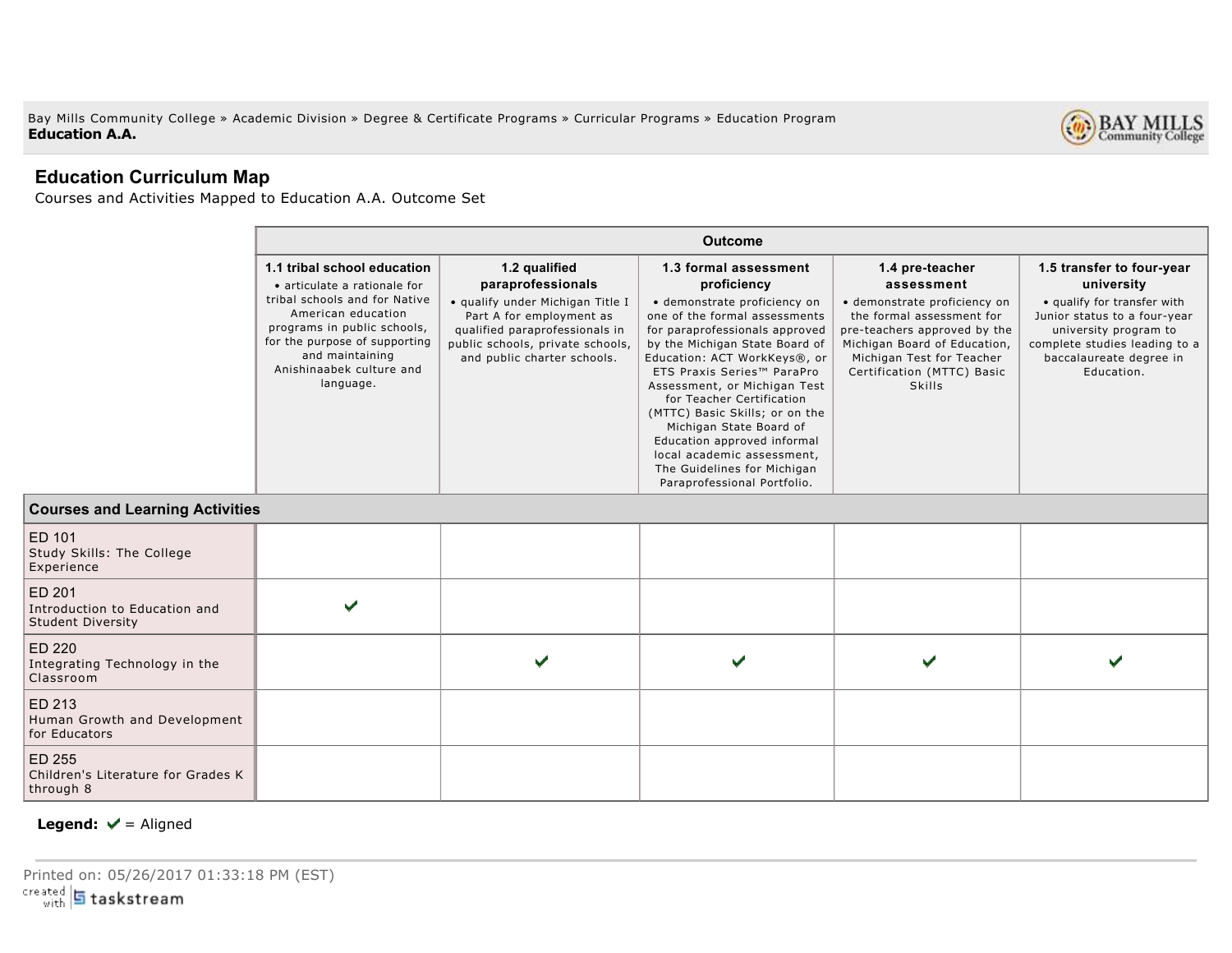Bay Mills Community College » Academic Division » Degree & Certificate Programs » Curricular Programs » Education Program
**Education A.A.**

## Education Curriculum Map

Courses and Activities Mapped to Education A.A. Outcome Set

| Courses and Learning Activities | **1.1 tribal school education** • articulate a rationale for tribal schools and for Native American education programs in public schools, for the purpose of supporting and maintaining Anishinaabek culture and language. | **1.2 qualified paraprofessionals** • qualify under Michigan Title I Part A for employment as qualified paraprofessionals in public schools, private schools, and public charter schools. | **1.3 formal assessment proficiency** • demonstrate proficiency on one of the formal assessments for paraprofessionals approved by the Michigan State Board of Education: ACT WorkKeys®, or ETS Praxis Series™ ParaPro Assessment, or Michigan Test for Teacher Certification (MTTC) Basic Skills; or on the Michigan State Board of Education approved informal local academic assessment, The Guidelines for Michigan Paraprofessional Portfolio. | **1.4 pre-teacher assessment** • demonstrate proficiency on the formal assessment for pre-teachers approved by the Michigan Board of Education, Michigan Test for Teacher Certification (MTTC) Basic Skills | **1.5 transfer to four-year university** • qualify for transfer with Junior status to a four-year university program to complete studies leading to a baccalaureate degree in Education. |
|---|---|---|---|---|---|
| ED 101 Study Skills: The College Experience | | | | | |
| ED 201 Introduction to Education and Student Diversity | ✔ | | | | |
| ED 220 Integrating Technology in the Classroom | | ✔ | ✔ | ✔ | ✔ |
| ED 213 Human Growth and Development for Educators | | | | | |
| ED 255 Children's Literature for Grades K through 8 | | | | | |

**Legend:** ✔ = Aligned

Printed on: 05/26/2017 01:33:18 PM (EST)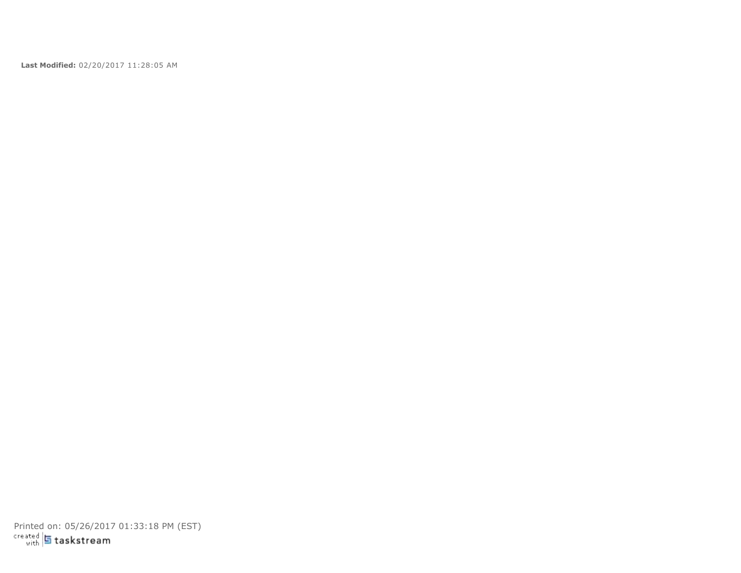**Last Modified:** 02/20/2017 11:28:05 AM